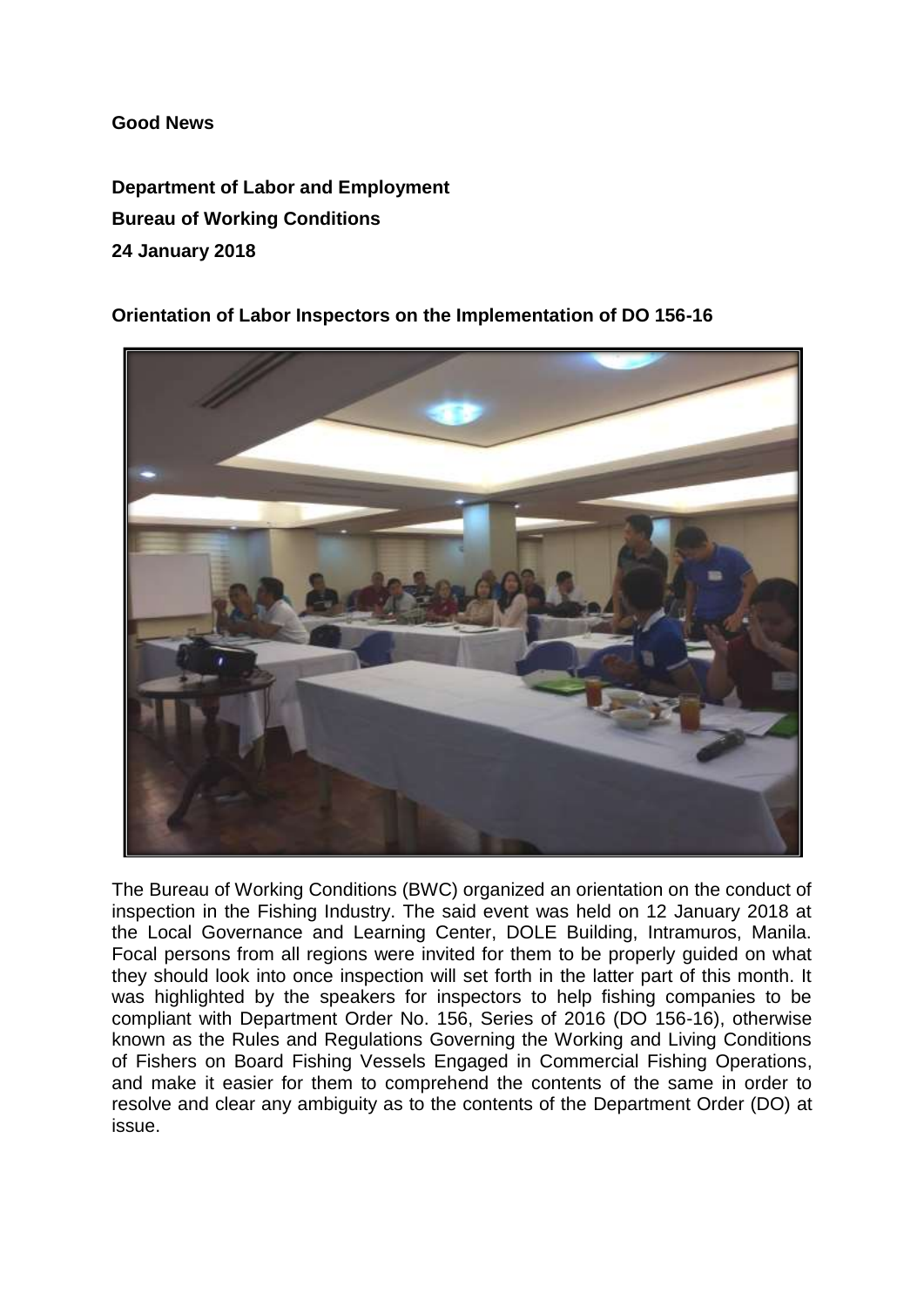**Good News**

**Department of Labor and Employment**

**Bureau of Working Conditions**

**24 January 2018**

**Orientation of Labor Inspectors on the Implementation of DO 156-16**

The Bureau of Working Conditions (BWC) organized an orientation on the conduct of inspection in the Fishing Industry. The said event was held on 12 January 2018 at the Local Governance and Learning Center, DOLE Building, Intramuros, Manila. Focal persons from all regions were invited for them to be properly guided on what they should look into once inspection will set forth in the latter part of this month. It was highlighted by the speakers for inspectors to help fishing companies to be compliant with Department Order No. 156, Series of 2016 (DO 156-16), otherwise known as the Rules and Regulations Governing the Working and Living Conditions of Fishers on Board Fishing Vessels Engaged in Commercial Fishing Operations, and make it easier for them to comprehend the contents of the same in order to resolve and clear any ambiguity as to the contents of the Department Order (DO) at issue.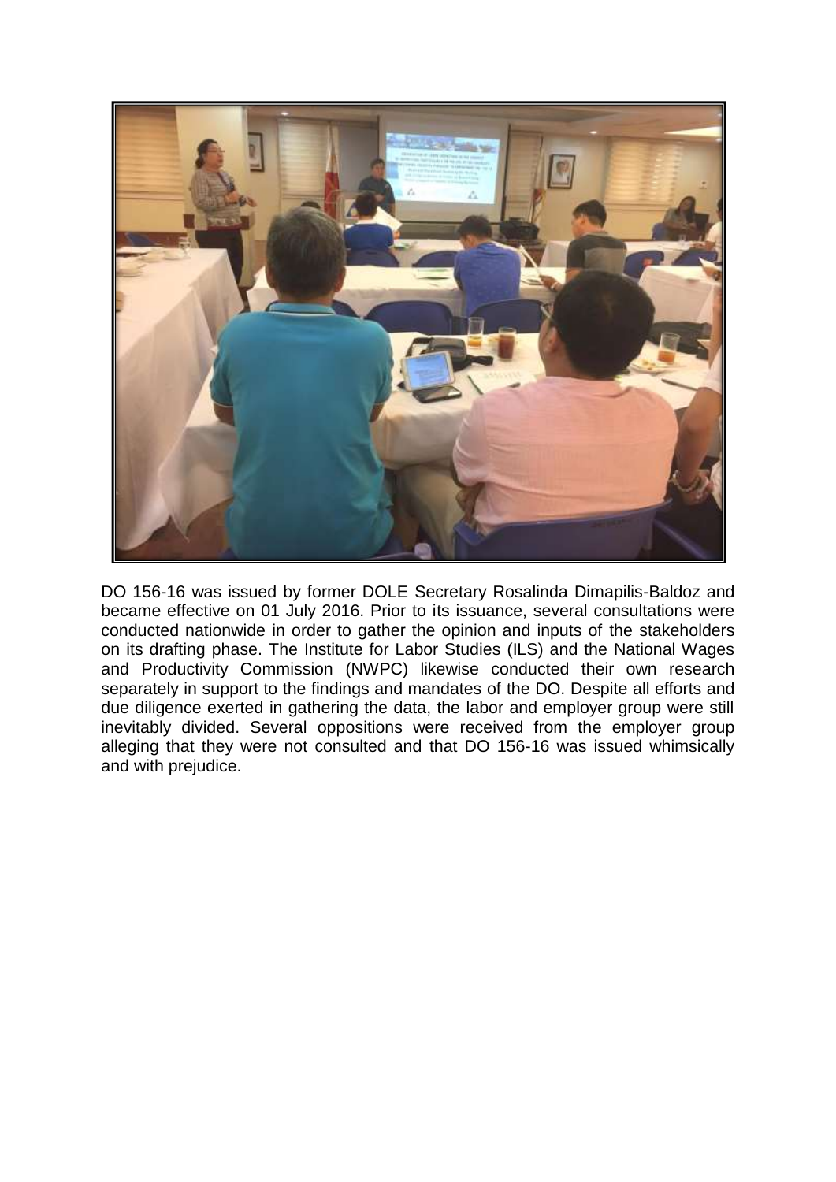DO 156-16 was issued by former DOLE Secretary Rosalinda Dimapilis-Baldoz and became effective on 01 July 2016. Prior to its issuance, several consultations were conducted nationwide in order to gather the opinion and inputs of the stakeholders on its drafting phase. The Institute for Labor Studies (ILS) and the National Wages and Productivity Commission (NWPC) likewise conducted their own research separately in support to the findings and mandates of the DO. Despite all efforts and due diligence exerted in gathering the data, the labor and employer group were still inevitably divided. Several oppositions were received from the employer group alleging that they were not consulted and that DO 156-16 was issued whimsically and with prejudice.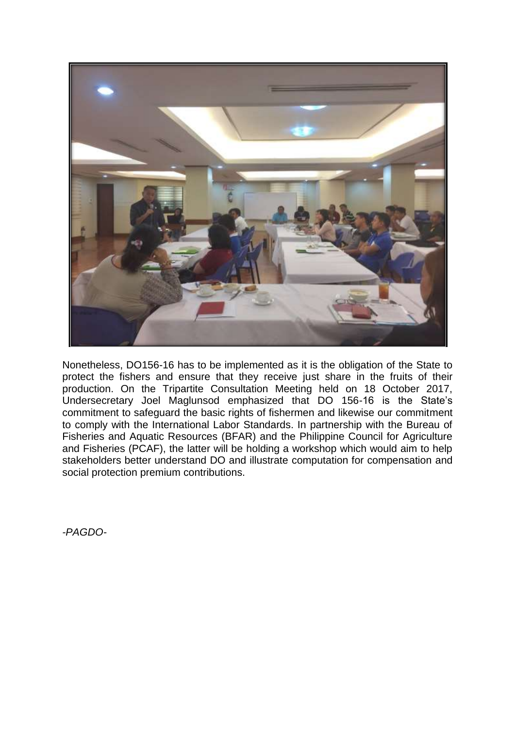Nonetheless, DO156-16 has to be implemented as it is the obligation of the State to protect the fishers and ensure that they receive just share in the fruits of their production. On the Tripartite Consultation Meeting held on 18 October 2017, Undersecretary Joel Maglunsod emphasized that DO 156-16 is the State's commitment to safeguard the basic rights of fishermen and likewise our commitment to comply with the International Labor Standards. In partnership with the Bureau of Fisheries and Aquatic Resources (BFAR) and the Philippine Council for Agriculture and Fisheries (PCAF), the latter will be holding a workshop which would aim to help stakeholders better understand DO and illustrate computation for compensation and social protection premium contributions.

*-PAGDO-*